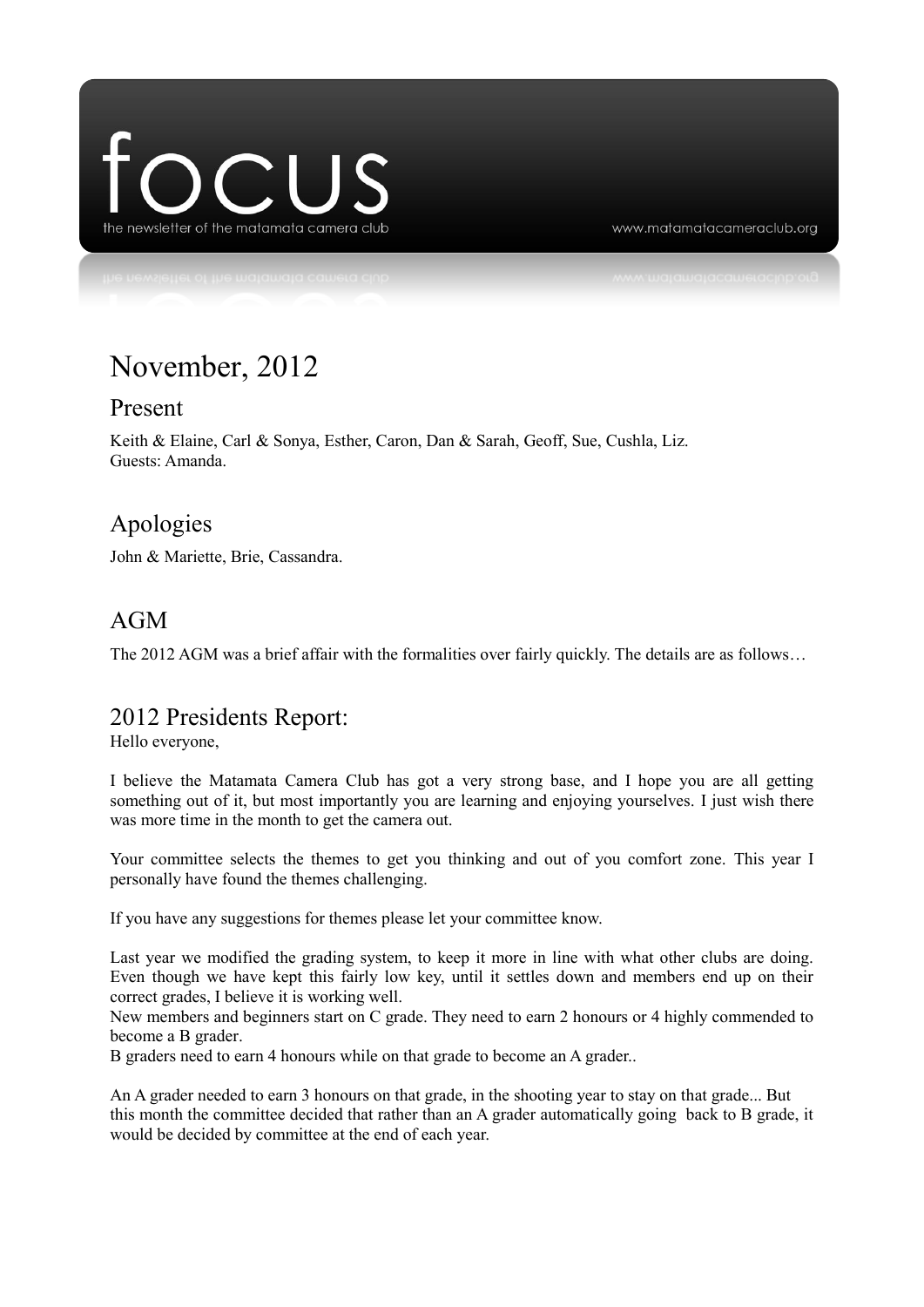# focus

the newsletter of the matamata camera club

www.matamatacameraclub.org

## November, 2012

### Present

Keith & Elaine, Carl & Sonya, Esther, Caron, Dan & Sarah, Geoff, Sue, Cushla, Liz.
Guests: Amanda.

### Apologies

John & Mariette, Brie, Cassandra.

### AGM

The 2012 AGM was a brief affair with the formalities over fairly quickly. The details are as follows…

### 2012 Presidents Report:

Hello everyone,

I believe the Matamata Camera Club has got a very strong base, and I hope you are all getting something out of it, but most importantly you are learning and enjoying yourselves. I just wish there was more time in the month to get the camera out.

Your committee selects the themes to get you thinking and out of you comfort zone. This year I personally have found the themes challenging.

If you have any suggestions for themes please let your committee know.

Last year we modified the grading system, to keep it more in line with what other clubs are doing. Even though we have kept this fairly low key, until it settles down and members end up on their correct grades, I believe it is working well.
New members and beginners start on C grade. They need to earn 2 honours or 4 highly commended to become a B grader.
B graders need to earn 4 honours while on that grade to become an A grader..

An A grader needed to earn 3 honours on that grade, in the shooting year to stay on that grade... But this month the committee decided that rather than an A grader automatically going back to B grade, it would be decided by committee at the end of each year.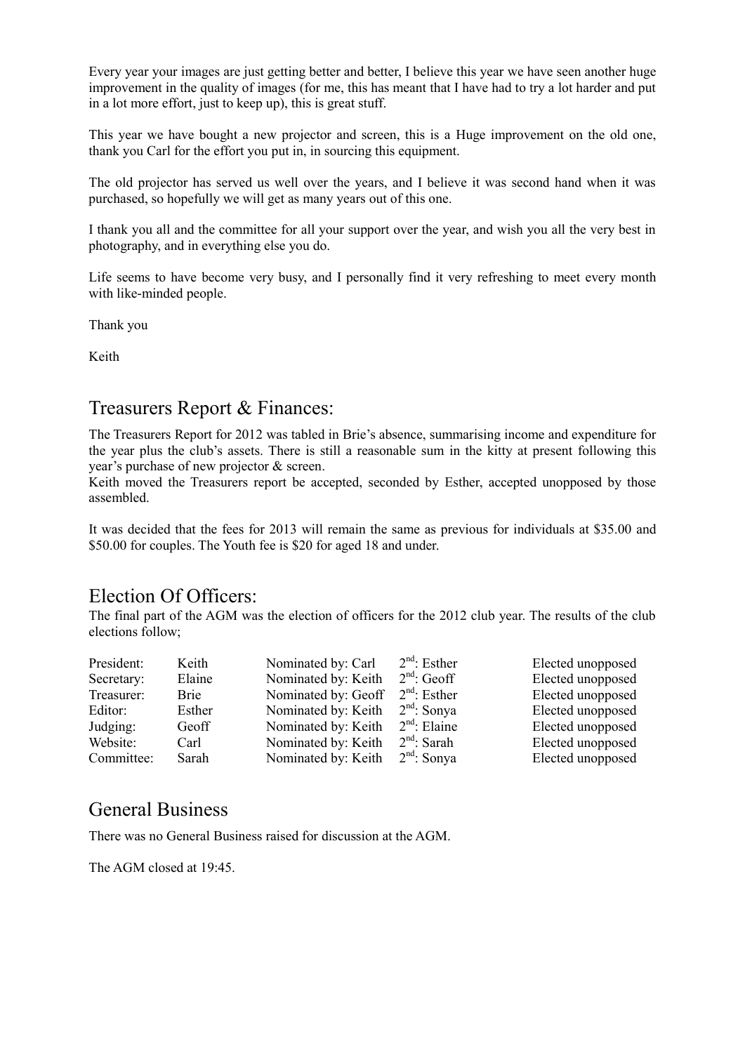Every year your images are just getting better and better, I believe this year we have seen another huge improvement in the quality of images (for me, this has meant that I have had to try a lot harder and put in a lot more effort, just to keep up), this is great stuff.

This year we have bought a new projector and screen, this is a Huge improvement on the old one, thank you Carl for the effort you put in, in sourcing this equipment.

The old projector has served us well over the years, and I believe it was second hand when it was purchased, so hopefully we will get as many years out of this one.

I thank you all and the committee for all your support over the year, and wish you all the very best in photography, and in everything else you do.

Life seems to have become very busy, and I personally find it very refreshing to meet every month with like-minded people.

Thank you

Keith

## Treasurers Report & Finances:

The Treasurers Report for 2012 was tabled in Brie's absence, summarising income and expenditure for the year plus the club's assets. There is still a reasonable sum in the kitty at present following this year's purchase of new projector & screen.
Keith moved the Treasurers report be accepted, seconded by Esther, accepted unopposed by those assembled.

It was decided that the fees for 2013 will remain the same as previous for individuals at $35.00 and $50.00 for couples. The Youth fee is $20 for aged 18 and under.

## Election Of Officers:

The final part of the AGM was the election of officers for the 2012 club year. The results of the club elections follow;

| | | | | |
|---|---|---|---|---|
| President: | Keith | Nominated by: Carl | 2nd: Esther | Elected unopposed |
| Secretary: | Elaine | Nominated by: Keith | 2nd: Geoff | Elected unopposed |
| Treasurer: | Brie | Nominated by: Geoff | 2nd: Esther | Elected unopposed |
| Editor: | Esther | Nominated by: Keith | 2nd: Sonya | Elected unopposed |
| Judging: | Geoff | Nominated by: Keith | 2nd: Elaine | Elected unopposed |
| Website: | Carl | Nominated by: Keith | 2nd: Sarah | Elected unopposed |
| Committee: | Sarah | Nominated by: Keith | 2nd: Sonya | Elected unopposed |

## General Business

There was no General Business raised for discussion at the AGM.

The AGM closed at 19:45.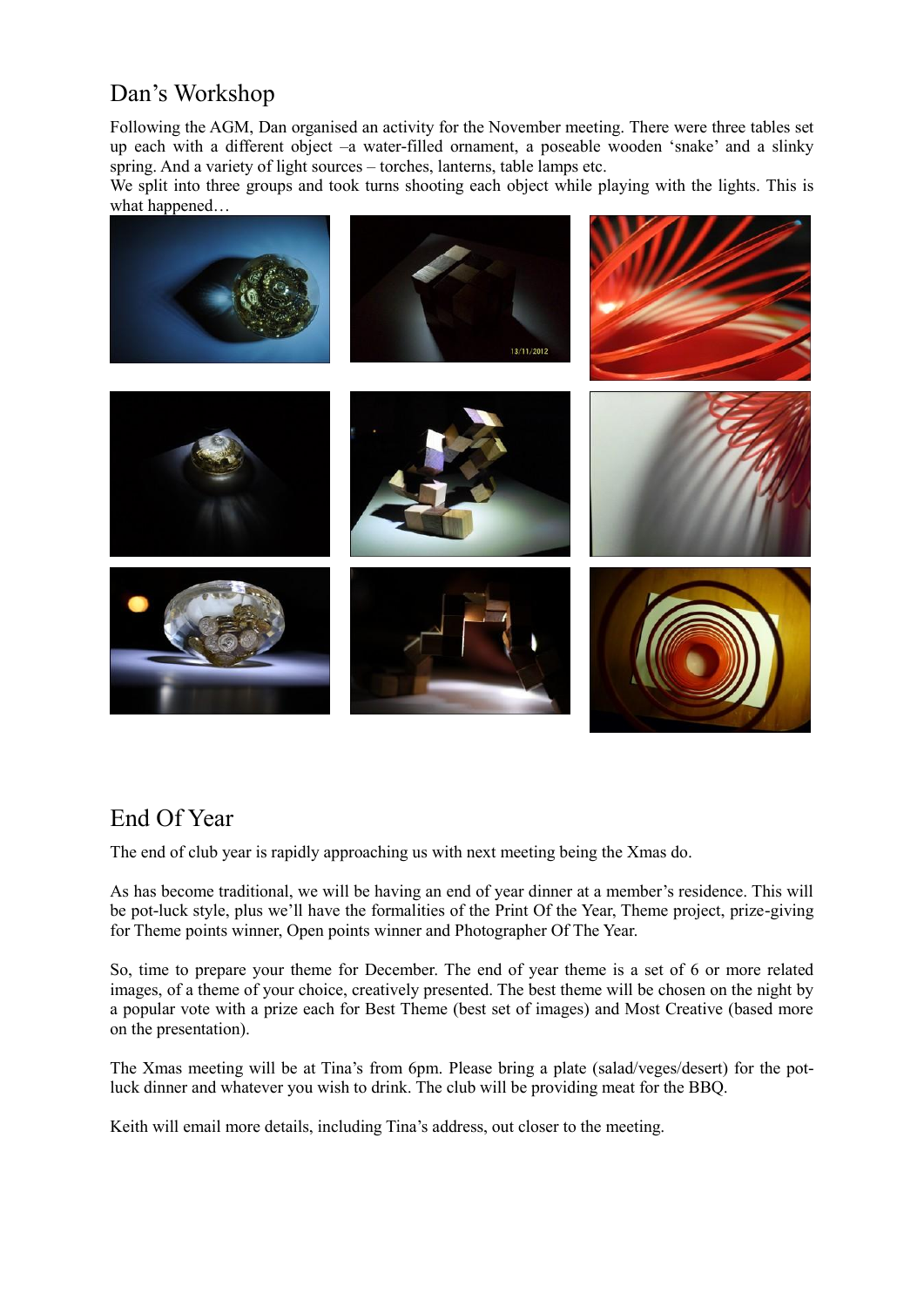## Dan's Workshop

Following the AGM, Dan organised an activity for the November meeting. There were three tables set up each with a different object –a water-filled ornament, a poseable wooden 'snake' and a slinky spring. And a variety of light sources – torches, lanterns, table lamps etc.
We split into three groups and took turns shooting each object while playing with the lights. This is what happened…

## End Of Year

The end of club year is rapidly approaching us with next meeting being the Xmas do.

As has become traditional, we will be having an end of year dinner at a member's residence. This will be pot-luck style, plus we'll have the formalities of the Print Of the Year, Theme project, prize-giving for Theme points winner, Open points winner and Photographer Of The Year.

So, time to prepare your theme for December. The end of year theme is a set of 6 or more related images, of a theme of your choice, creatively presented. The best theme will be chosen on the night by a popular vote with a prize each for Best Theme (best set of images) and Most Creative (based more on the presentation).

The Xmas meeting will be at Tina's from 6pm. Please bring a plate (salad/veges/desert) for the pot-luck dinner and whatever you wish to drink. The club will be providing meat for the BBQ.

Keith will email more details, including Tina's address, out closer to the meeting.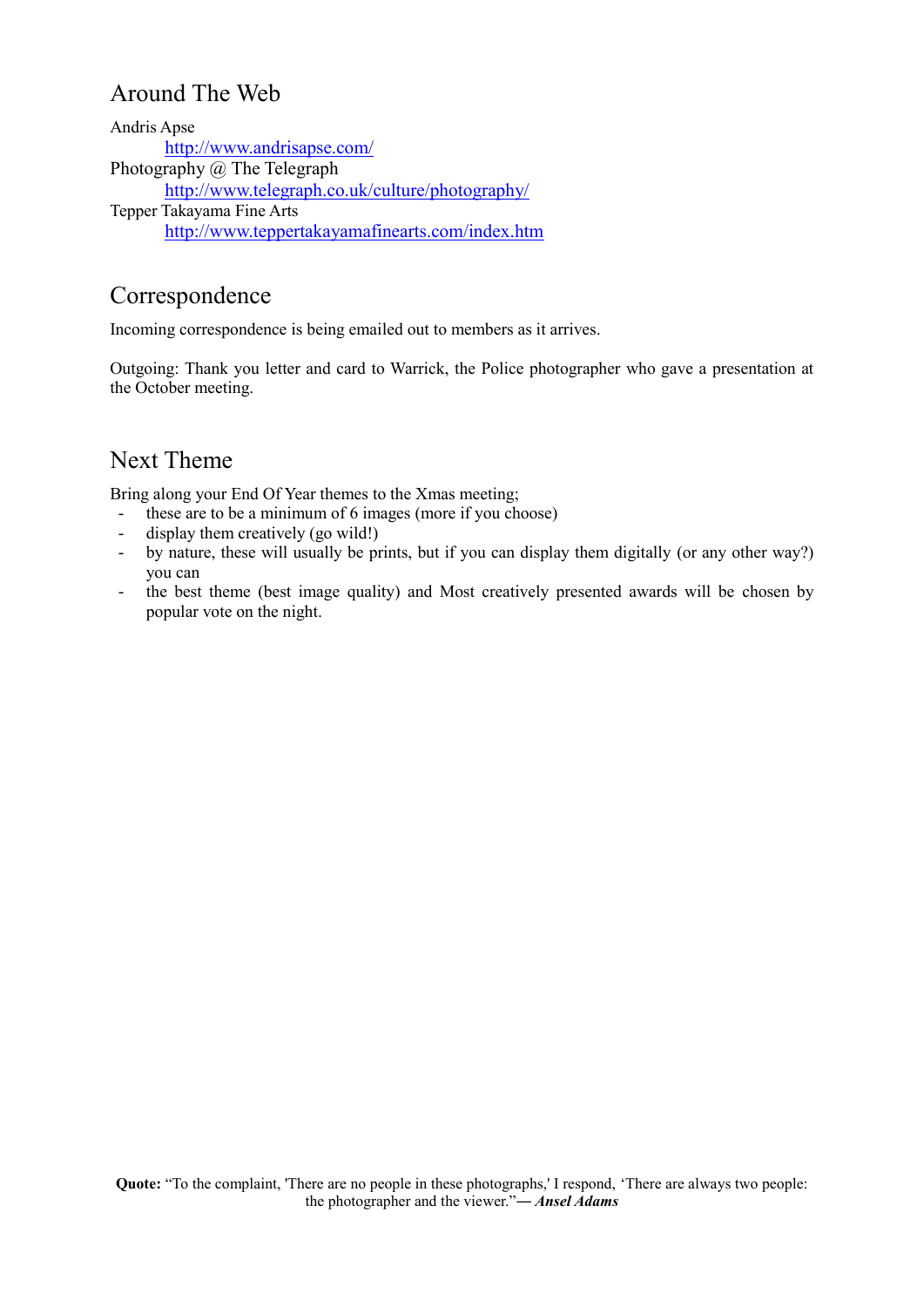## Around The Web

Andris Apse
    http://www.andrisapse.com/
Photography @ The Telegraph
    http://www.telegraph.co.uk/culture/photography/
Tepper Takayama Fine Arts
    http://www.teppertakayamafinearts.com/index.htm

## Correspondence

Incoming correspondence is being emailed out to members as it arrives.

Outgoing: Thank you letter and card to Warrick, the Police photographer who gave a presentation at the October meeting.

## Next Theme

Bring along your End Of Year themes to the Xmas meeting;

- these are to be a minimum of 6 images (more if you choose)
- display them creatively (go wild!)
- by nature, these will usually be prints, but if you can display them digitally (or any other way?) you can
- the best theme (best image quality) and Most creatively presented awards will be chosen by popular vote on the night.

**Quote:** "To the complaint, 'There are no people in these photographs,' I respond, 'There are always two people: the photographer and the viewer."— ***Ansel Adams***